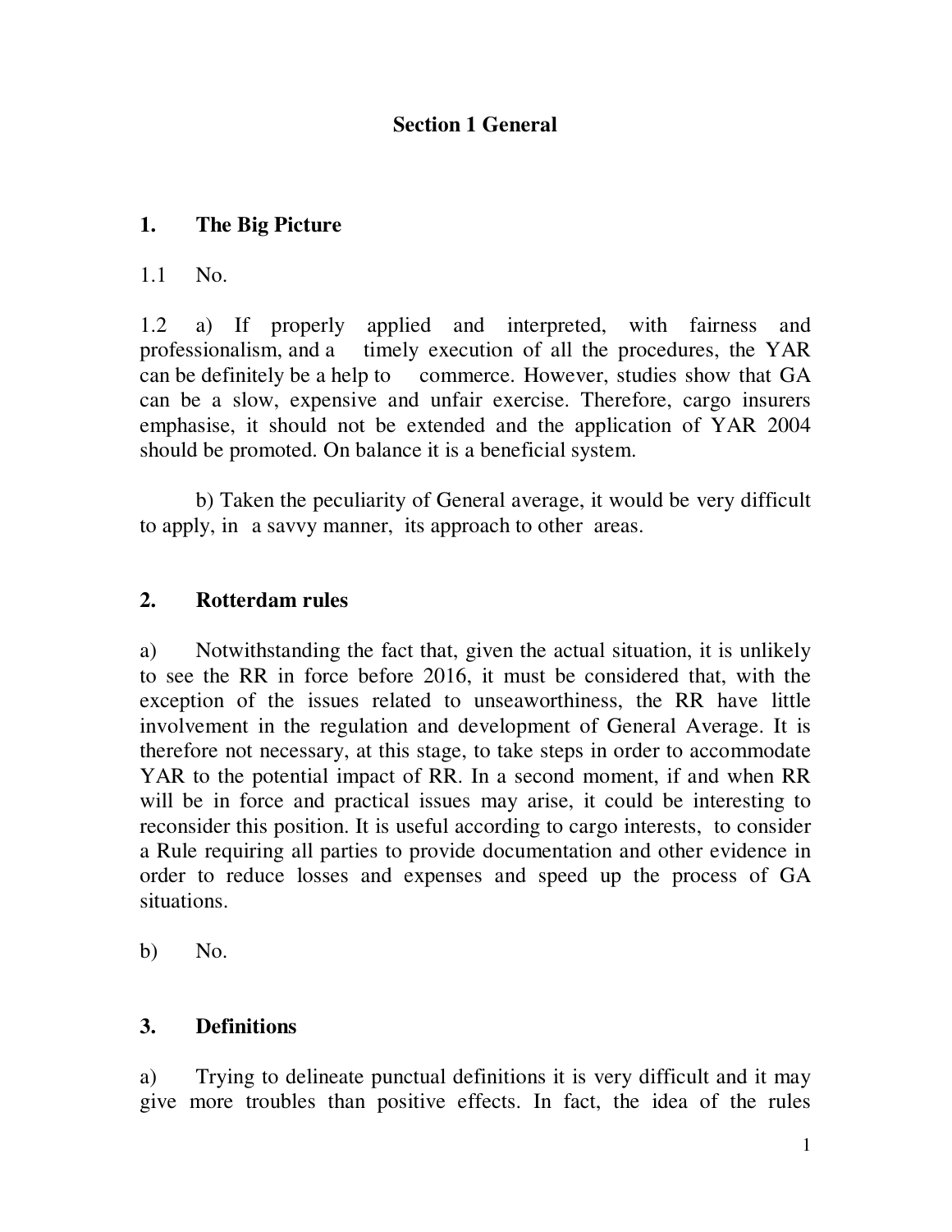# Section 1 General

## 1. The Big Picture

1.1 No.

1.2 a) If properly applied and interpreted, with fairness and professionalism, and a timely execution of all the procedures, the YAR can be definitely be a help to commerce. However, studies show that GA can be a slow, expensive and unfair exercise. Therefore, cargo insurers emphasise, it should not be extended and the application of YAR 2004 should be promoted. On balance it is a beneficial system.

b) Taken the peculiarity of General average, it would be very difficult to apply, in a savvy manner, its approach to other areas.

## 2. Rotterdam rules

a) Notwithstanding the fact that, given the actual situation, it is unlikely to see the RR in force before 2016, it must be considered that, with the exception of the issues related to unseaworthiness, the RR have little involvement in the regulation and development of General Average. It is therefore not necessary, at this stage, to take steps in order to accommodate YAR to the potential impact of RR. In a second moment, if and when RR will be in force and practical issues may arise, it could be interesting to reconsider this position. It is useful according to cargo interests, to consider a Rule requiring all parties to provide documentation and other evidence in order to reduce losses and expenses and speed up the process of GA situations.

b) No.

## 3. Definitions

a) Trying to delineate punctual definitions it is very difficult and it may give more troubles than positive effects. In fact, the idea of the rules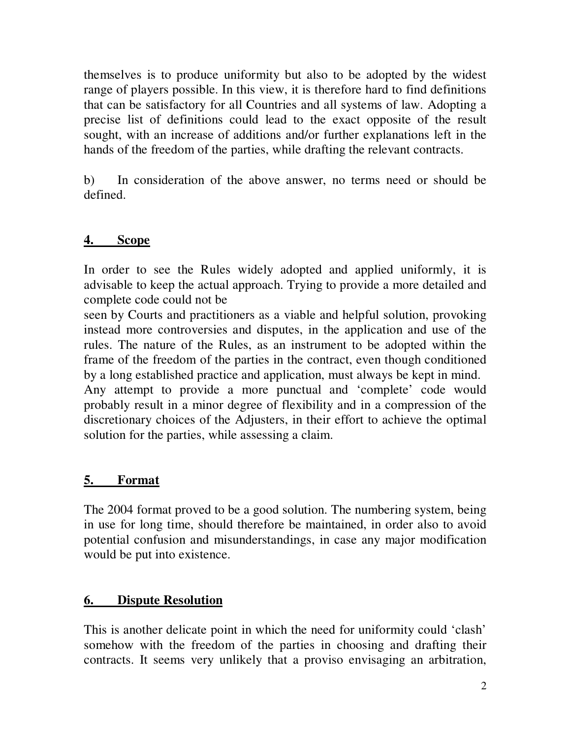themselves is to produce uniformity but also to be adopted by the widest range of players possible. In this view, it is therefore hard to find definitions that can be satisfactory for all Countries and all systems of law. Adopting a precise list of definitions could lead to the exact opposite of the result sought, with an increase of additions and/or further explanations left in the hands of the freedom of the parties, while drafting the relevant contracts.

b) In consideration of the above answer, no terms need or should be defined.

## 4. Scope

In order to see the Rules widely adopted and applied uniformly, it is advisable to keep the actual approach. Trying to provide a more detailed and complete code could not be seen by Courts and practitioners as a viable and helpful solution, provoking instead more controversies and disputes, in the application and use of the rules. The nature of the Rules, as an instrument to be adopted within the frame of the freedom of the parties in the contract, even though conditioned by a long established practice and application, must always be kept in mind. Any attempt to provide a more punctual and 'complete' code would probably result in a minor degree of flexibility and in a compression of the discretionary choices of the Adjusters, in their effort to achieve the optimal solution for the parties, while assessing a claim.

## 5. Format

The 2004 format proved to be a good solution. The numbering system, being in use for long time, should therefore be maintained, in order also to avoid potential confusion and misunderstandings, in case any major modification would be put into existence.

## 6. Dispute Resolution

This is another delicate point in which the need for uniformity could 'clash' somehow with the freedom of the parties in choosing and drafting their contracts. It seems very unlikely that a proviso envisaging an arbitration,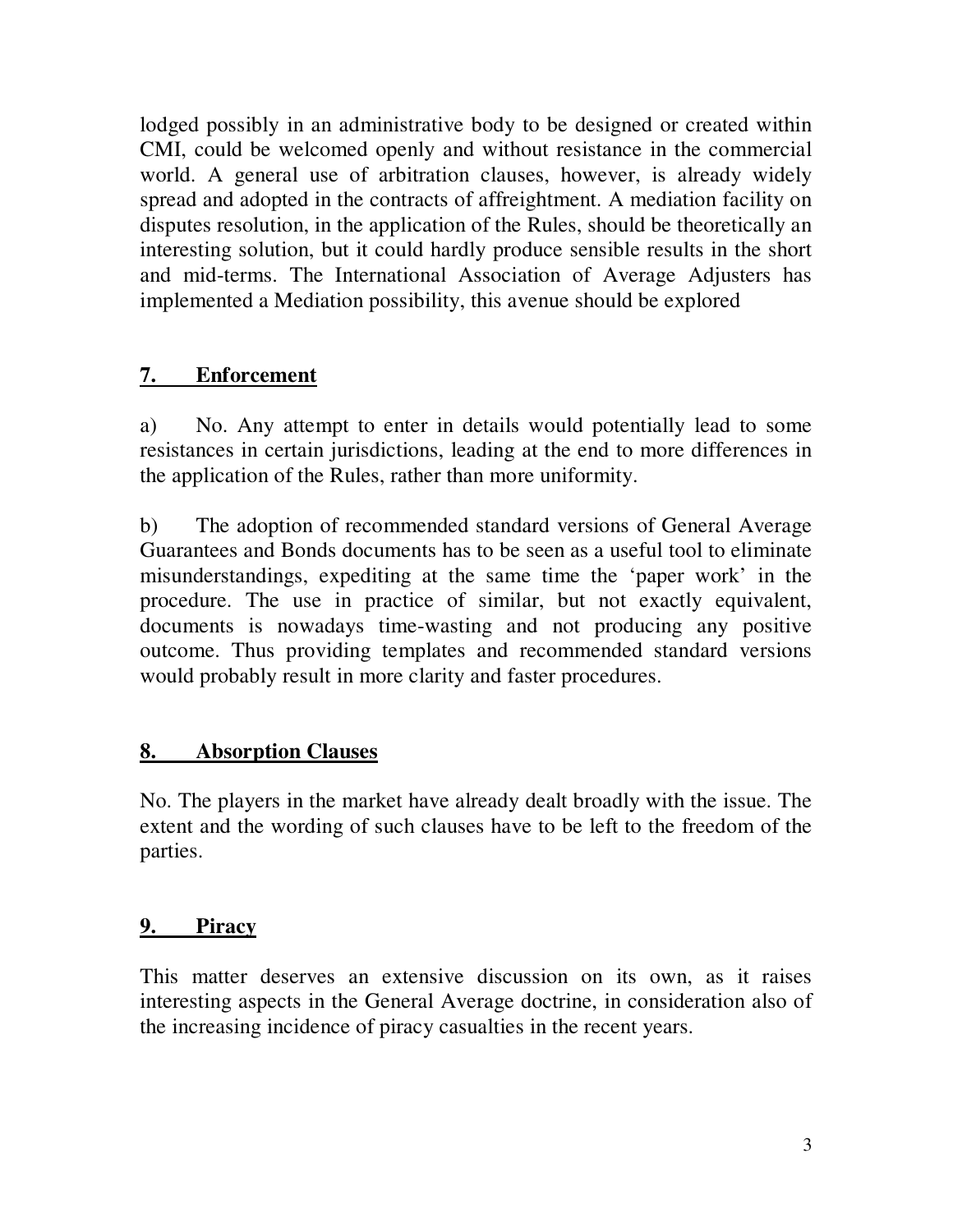lodged possibly in an administrative body to be designed or created within CMI, could be welcomed openly and without resistance in the commercial world. A general use of arbitration clauses, however, is already widely spread and adopted in the contracts of affreightment. A mediation facility on disputes resolution, in the application of the Rules, should be theoretically an interesting solution, but it could hardly produce sensible results in the short and mid-terms. The International Association of Average Adjusters has implemented a Mediation possibility, this avenue should be explored

## 7. Enforcement

a) No. Any attempt to enter in details would potentially lead to some resistances in certain jurisdictions, leading at the end to more differences in the application of the Rules, rather than more uniformity.

b) The adoption of recommended standard versions of General Average Guarantees and Bonds documents has to be seen as a useful tool to eliminate misunderstandings, expediting at the same time the 'paper work' in the procedure. The use in practice of similar, but not exactly equivalent, documents is nowadays time-wasting and not producing any positive outcome. Thus providing templates and recommended standard versions would probably result in more clarity and faster procedures.

## 8. Absorption Clauses

No. The players in the market have already dealt broadly with the issue. The extent and the wording of such clauses have to be left to the freedom of the parties.

## 9. Piracy

This matter deserves an extensive discussion on its own, as it raises interesting aspects in the General Average doctrine, in consideration also of the increasing incidence of piracy casualties in the recent years.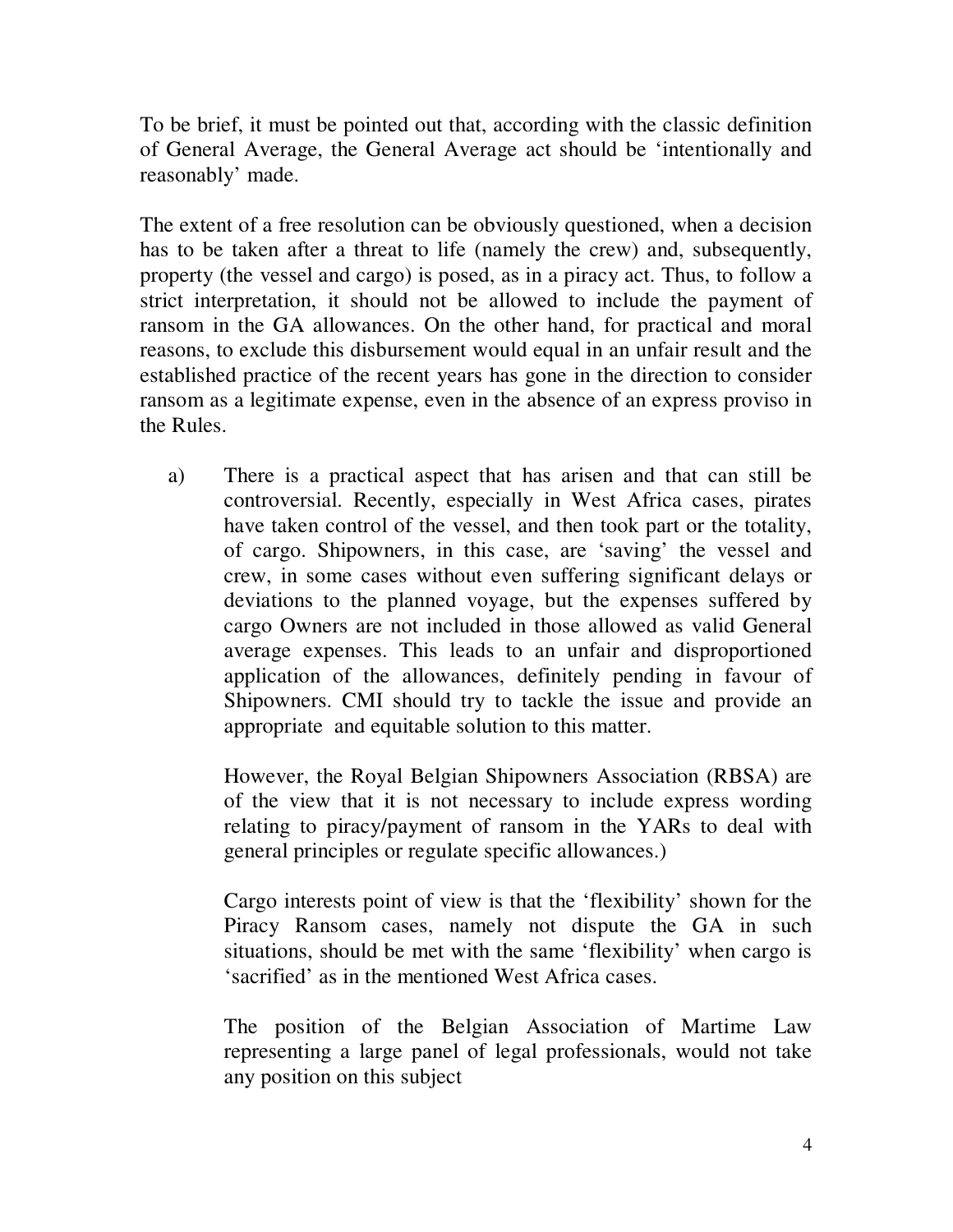To be brief, it must be pointed out that, according with the classic definition of General Average, the General Average act should be 'intentionally and reasonably' made.

The extent of a free resolution can be obviously questioned, when a decision has to be taken after a threat to life (namely the crew) and, subsequently, property (the vessel and cargo) is posed, as in a piracy act. Thus, to follow a strict interpretation, it should not be allowed to include the payment of ransom in the GA allowances. On the other hand, for practical and moral reasons, to exclude this disbursement would equal in an unfair result and the established practice of the recent years has gone in the direction to consider ransom as a legitimate expense, even in the absence of an express proviso in the Rules.

a) There is a practical aspect that has arisen and that can still be controversial. Recently, especially in West Africa cases, pirates have taken control of the vessel, and then took part or the totality, of cargo. Shipowners, in this case, are 'saving' the vessel and crew, in some cases without even suffering significant delays or deviations to the planned voyage, but the expenses suffered by cargo Owners are not included in those allowed as valid General average expenses. This leads to an unfair and disproportioned application of the allowances, definitely pending in favour of Shipowners. CMI should try to tackle the issue and provide an appropriate and equitable solution to this matter.

   However, the Royal Belgian Shipowners Association (RBSA) are of the view that it is not necessary to include express wording relating to piracy/payment of ransom in the YARs to deal with general principles or regulate specific allowances.)

   Cargo interests point of view is that the 'flexibility' shown for the Piracy Ransom cases, namely not dispute the GA in such situations, should be met with the same 'flexibility' when cargo is 'sacrified' as in the mentioned West Africa cases.

   The position of the Belgian Association of Martime Law representing a large panel of legal professionals, would not take any position on this subject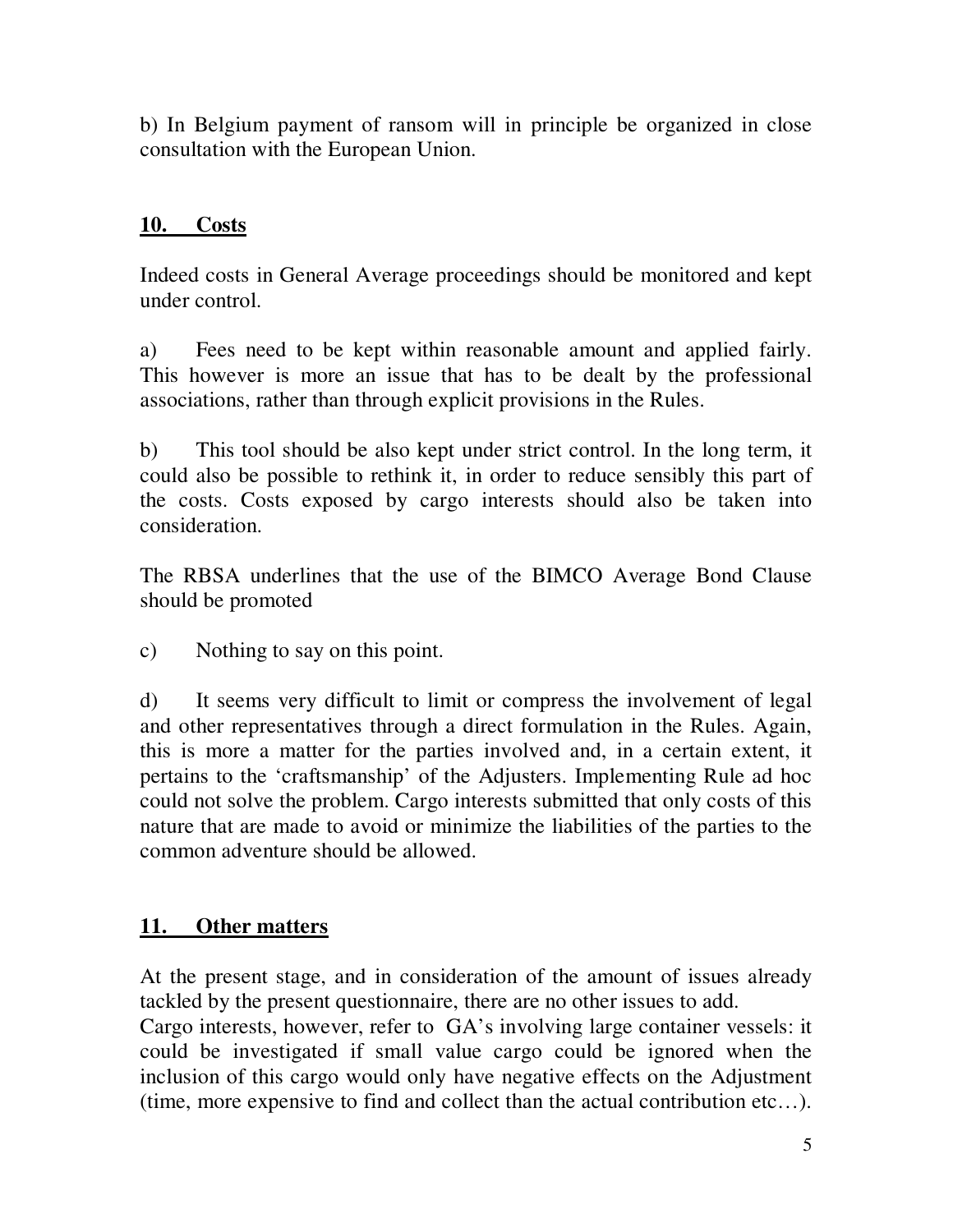b) In Belgium payment of ransom will in principle be organized in close consultation with the European Union.

## 10. Costs

Indeed costs in General Average proceedings should be monitored and kept under control.

a) Fees need to be kept within reasonable amount and applied fairly. This however is more an issue that has to be dealt by the professional associations, rather than through explicit provisions in the Rules.

b) This tool should be also kept under strict control. In the long term, it could also be possible to rethink it, in order to reduce sensibly this part of the costs. Costs exposed by cargo interests should also be taken into consideration.

The RBSA underlines that the use of the BIMCO Average Bond Clause should be promoted

c) Nothing to say on this point.

d) It seems very difficult to limit or compress the involvement of legal and other representatives through a direct formulation in the Rules. Again, this is more a matter for the parties involved and, in a certain extent, it pertains to the 'craftsmanship' of the Adjusters. Implementing Rule ad hoc could not solve the problem. Cargo interests submitted that only costs of this nature that are made to avoid or minimize the liabilities of the parties to the common adventure should be allowed.

## 11. Other matters

At the present stage, and in consideration of the amount of issues already tackled by the present questionnaire, there are no other issues to add.
Cargo interests, however, refer to GA's involving large container vessels: it could be investigated if small value cargo could be ignored when the inclusion of this cargo would only have negative effects on the Adjustment (time, more expensive to find and collect than the actual contribution etc…).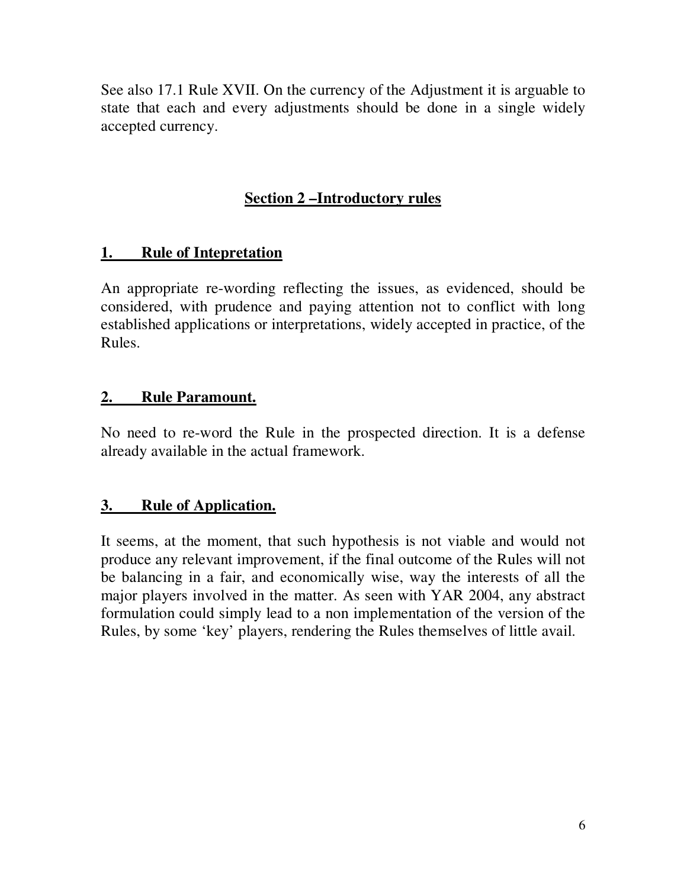See also 17.1 Rule XVII. On the currency of the Adjustment it is arguable to state that each and every adjustments should be done in a single widely accepted currency.

## Section 2 –Introductory rules

### 1. Rule of Intepretation

An appropriate re-wording reflecting the issues, as evidenced, should be considered, with prudence and paying attention not to conflict with long established applications or interpretations, widely accepted in practice, of the Rules.

### 2. Rule Paramount.

No need to re-word the Rule in the prospected direction. It is a defense already available in the actual framework.

### 3. Rule of Application.

It seems, at the moment, that such hypothesis is not viable and would not produce any relevant improvement, if the final outcome of the Rules will not be balancing in a fair, and economically wise, way the interests of all the major players involved in the matter. As seen with YAR 2004, any abstract formulation could simply lead to a non implementation of the version of the Rules, by some 'key' players, rendering the Rules themselves of little avail.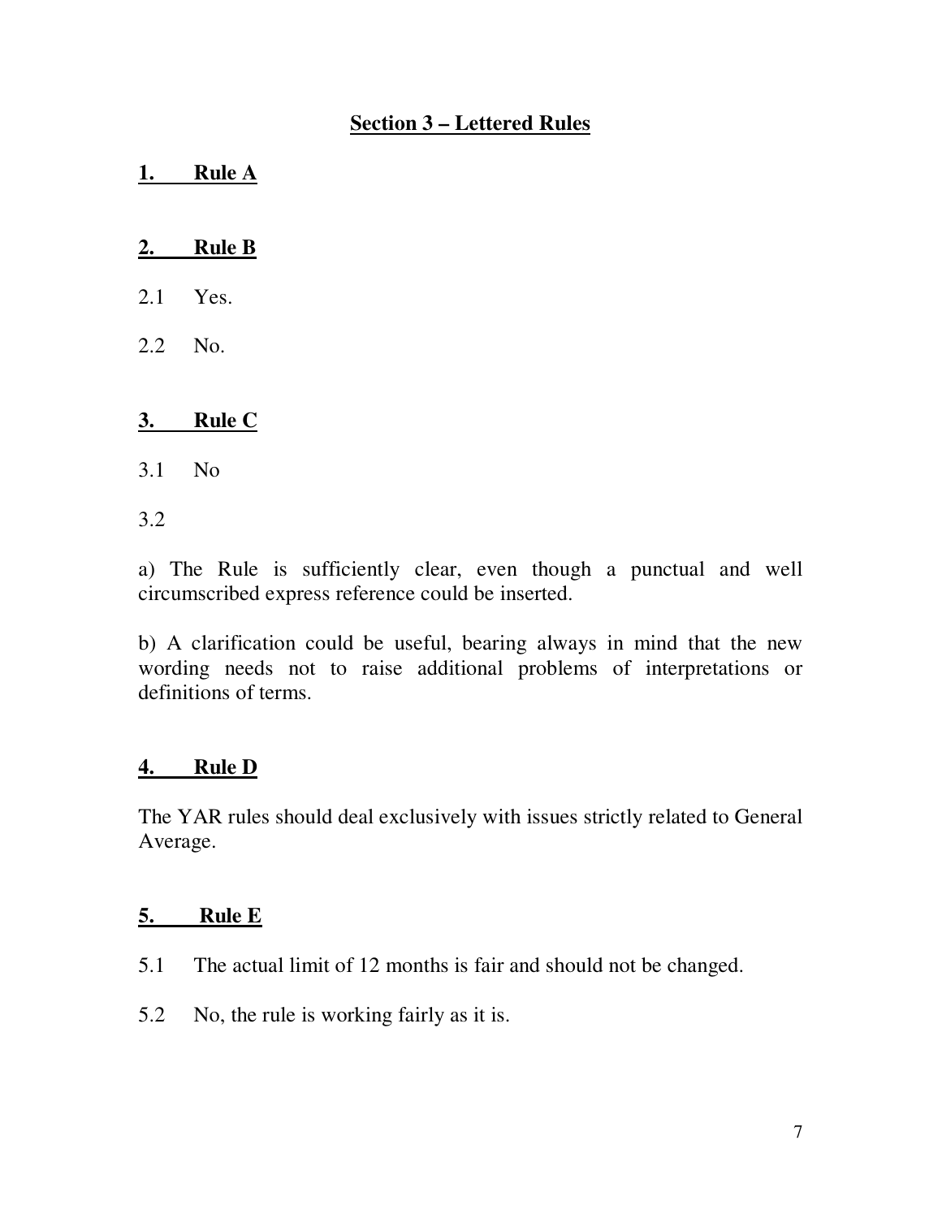## Section 3 – Lettered Rules

### 1. Rule A

### 2. Rule B

2.1 Yes.

2.2 No.

### 3. Rule C

3.1 No

3.2

a) The Rule is sufficiently clear, even though a punctual and well circumscribed express reference could be inserted.

b) A clarification could be useful, bearing always in mind that the new wording needs not to raise additional problems of interpretations or definitions of terms.

### 4. Rule D

The YAR rules should deal exclusively with issues strictly related to General Average.

### 5. Rule E

5.1 The actual limit of 12 months is fair and should not be changed.

5.2 No, the rule is working fairly as it is.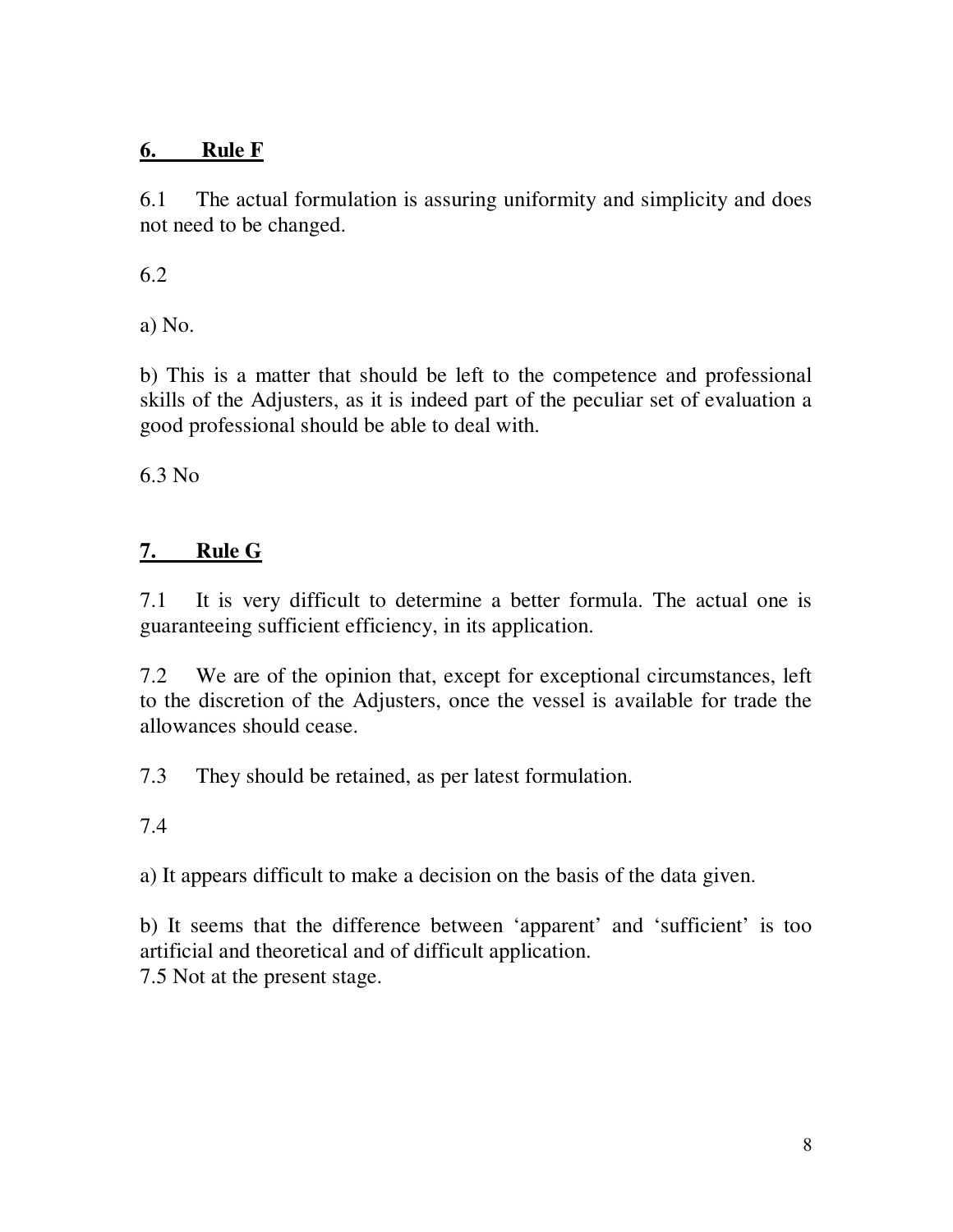## 6. Rule F

6.1 The actual formulation is assuring uniformity and simplicity and does not need to be changed.

6.2

a) No.

b) This is a matter that should be left to the competence and professional skills of the Adjusters, as it is indeed part of the peculiar set of evaluation a good professional should be able to deal with.

6.3 No

## 7. Rule G

7.1 It is very difficult to determine a better formula. The actual one is guaranteeing sufficient efficiency, in its application.

7.2 We are of the opinion that, except for exceptional circumstances, left to the discretion of the Adjusters, once the vessel is available for trade the allowances should cease.

7.3 They should be retained, as per latest formulation.

7.4

a) It appears difficult to make a decision on the basis of the data given.

b) It seems that the difference between 'apparent' and 'sufficient' is too artificial and theoretical and of difficult application.

7.5 Not at the present stage.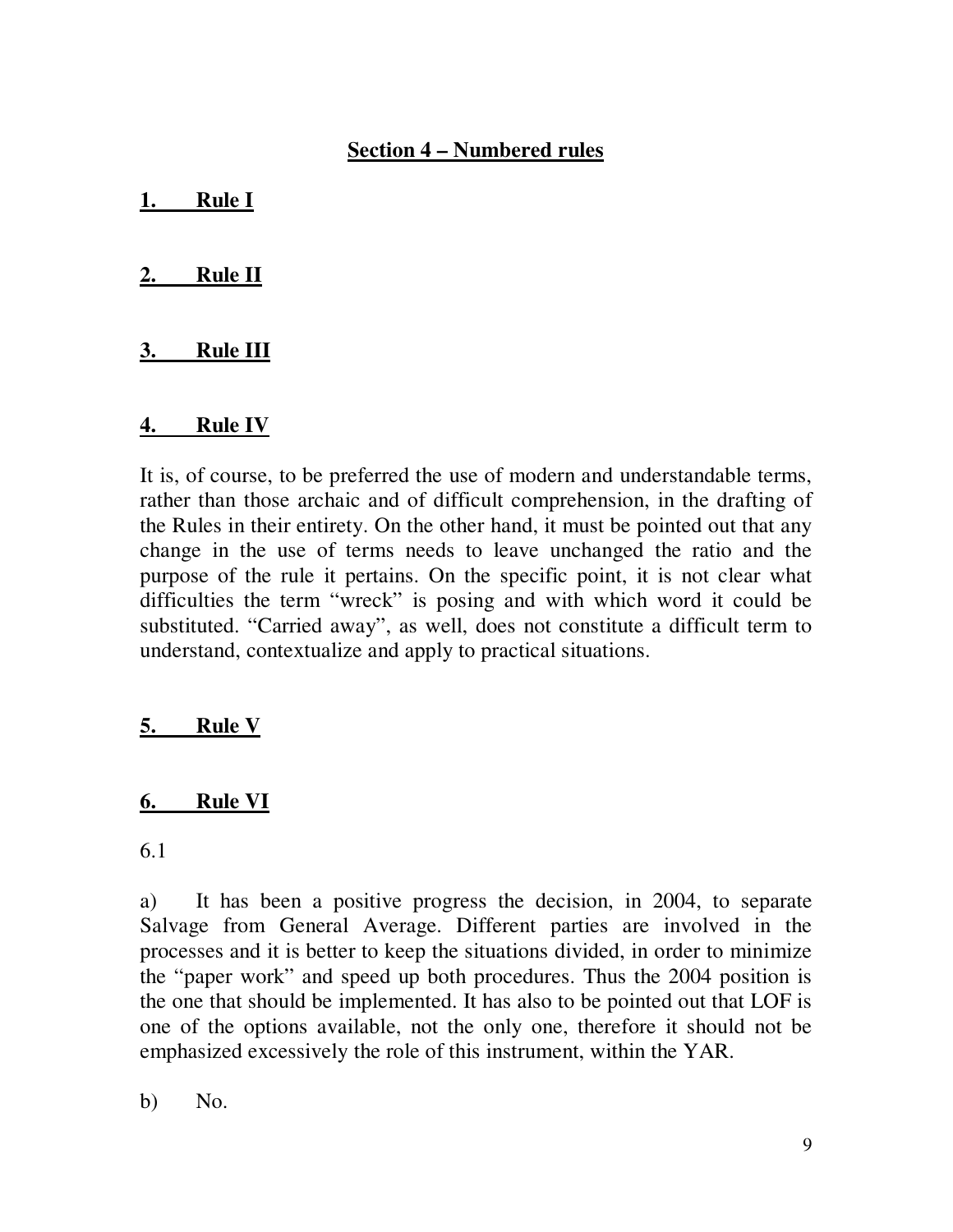## Section 4 – Numbered rules

### 1. Rule I

### 2. Rule II

### 3. Rule III

### 4. Rule IV

It is, of course, to be preferred the use of modern and understandable terms, rather than those archaic and of difficult comprehension, in the drafting of the Rules in their entirety. On the other hand, it must be pointed out that any change in the use of terms needs to leave unchanged the ratio and the purpose of the rule it pertains. On the specific point, it is not clear what difficulties the term "wreck" is posing and with which word it could be substituted. "Carried away", as well, does not constitute a difficult term to understand, contextualize and apply to practical situations.

### 5. Rule V

### 6. Rule VI

6.1

a) It has been a positive progress the decision, in 2004, to separate Salvage from General Average. Different parties are involved in the processes and it is better to keep the situations divided, in order to minimize the "paper work" and speed up both procedures. Thus the 2004 position is the one that should be implemented. It has also to be pointed out that LOF is one of the options available, not the only one, therefore it should not be emphasized excessively the role of this instrument, within the YAR.

b) No.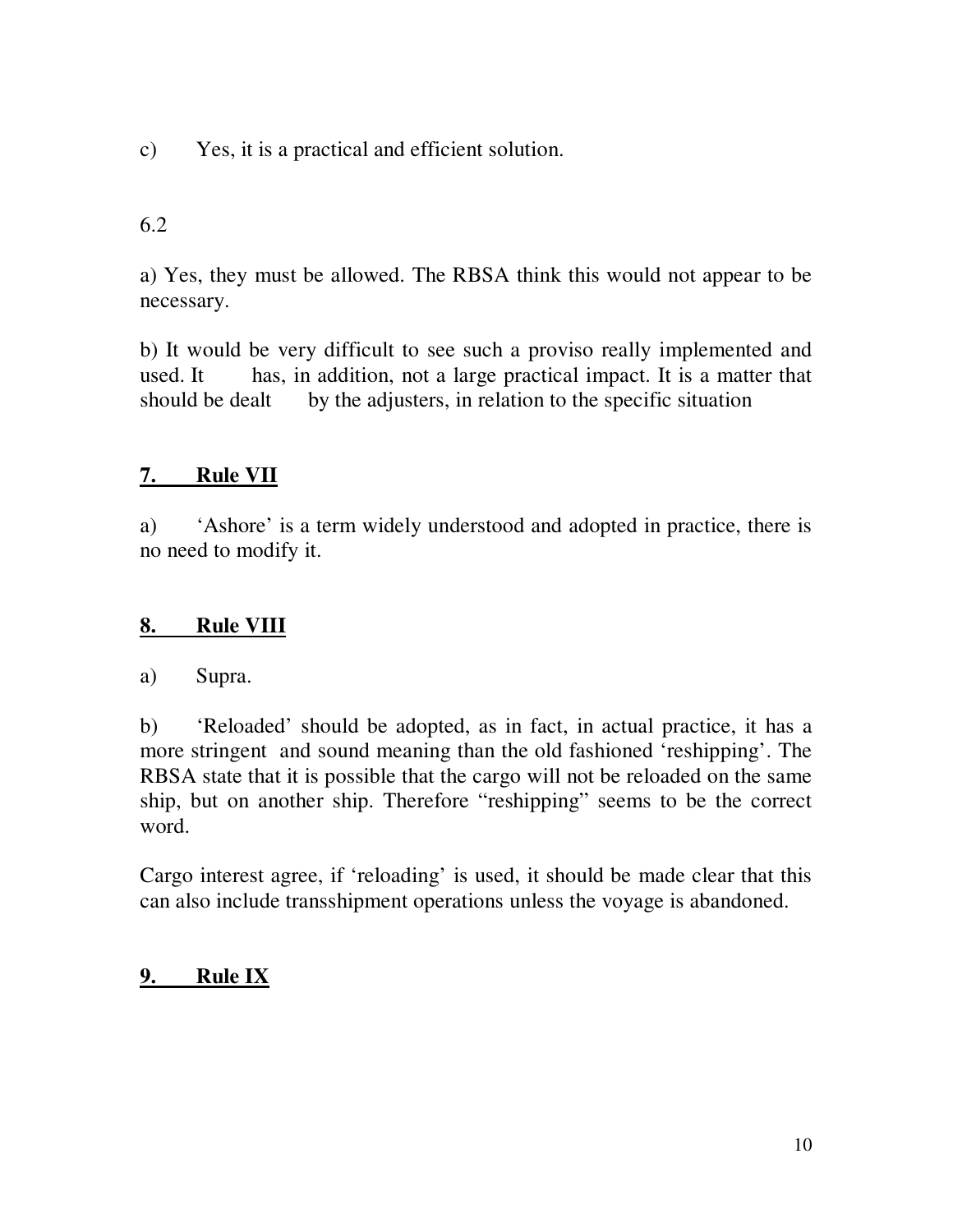c) Yes, it is a practical and efficient solution.

6.2

a) Yes, they must be allowed. The RBSA think this would not appear to be necessary.

b) It would be very difficult to see such a proviso really implemented and used. It has, in addition, not a large practical impact. It is a matter that should be dealt by the adjusters, in relation to the specific situation

## 7. Rule VII

a) 'Ashore' is a term widely understood and adopted in practice, there is no need to modify it.

## 8. Rule VIII

a) Supra.

b) 'Reloaded' should be adopted, as in fact, in actual practice, it has a more stringent and sound meaning than the old fashioned 'reshipping'. The RBSA state that it is possible that the cargo will not be reloaded on the same ship, but on another ship. Therefore "reshipping" seems to be the correct word.

Cargo interest agree, if 'reloading' is used, it should be made clear that this can also include transshipment operations unless the voyage is abandoned.

## 9. Rule IX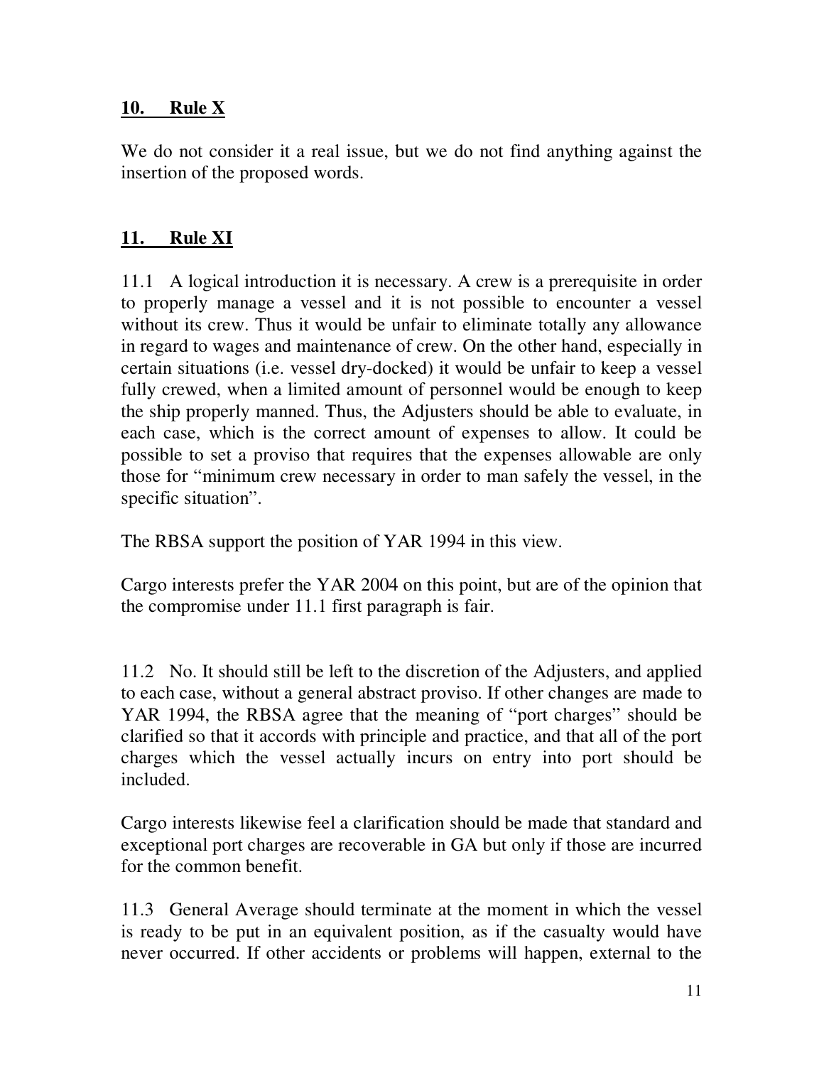## **10. Rule X**

We do not consider it a real issue, but we do not find anything against the insertion of the proposed words.

## **11. Rule XI**

11.1 A logical introduction it is necessary. A crew is a prerequisite in order to properly manage a vessel and it is not possible to encounter a vessel without its crew. Thus it would be unfair to eliminate totally any allowance in regard to wages and maintenance of crew. On the other hand, especially in certain situations (i.e. vessel dry-docked) it would be unfair to keep a vessel fully crewed, when a limited amount of personnel would be enough to keep the ship properly manned. Thus, the Adjusters should be able to evaluate, in each case, which is the correct amount of expenses to allow. It could be possible to set a proviso that requires that the expenses allowable are only those for "minimum crew necessary in order to man safely the vessel, in the specific situation".

The RBSA support the position of YAR 1994 in this view.

Cargo interests prefer the YAR 2004 on this point, but are of the opinion that the compromise under 11.1 first paragraph is fair.

11.2 No. It should still be left to the discretion of the Adjusters, and applied to each case, without a general abstract proviso. If other changes are made to YAR 1994, the RBSA agree that the meaning of "port charges" should be clarified so that it accords with principle and practice, and that all of the port charges which the vessel actually incurs on entry into port should be included.

Cargo interests likewise feel a clarification should be made that standard and exceptional port charges are recoverable in GA but only if those are incurred for the common benefit.

11.3 General Average should terminate at the moment in which the vessel is ready to be put in an equivalent position, as if the casualty would have never occurred. If other accidents or problems will happen, external to the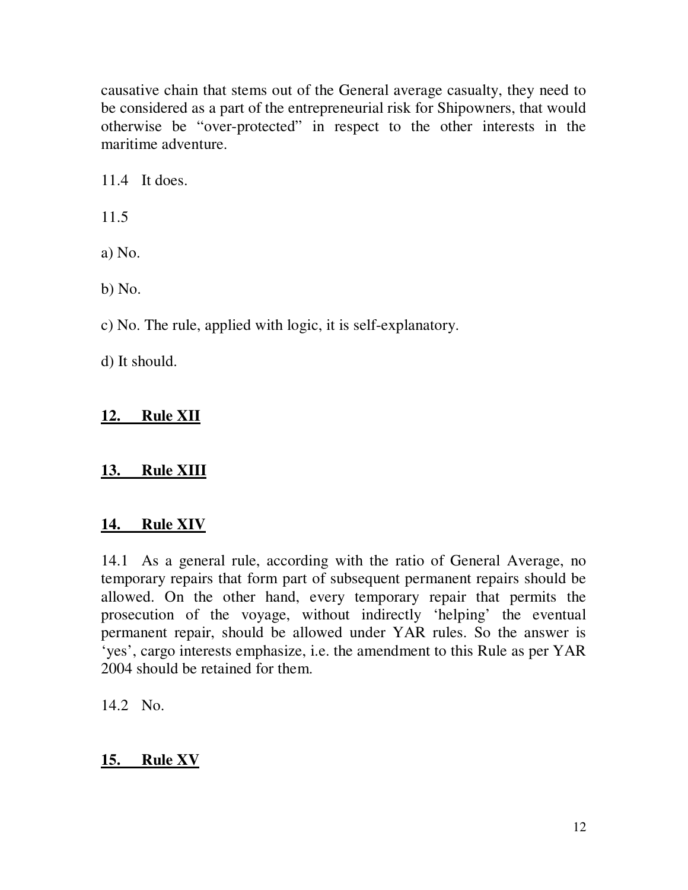causative chain that stems out of the General average casualty, they need to be considered as a part of the entrepreneurial risk for Shipowners, that would otherwise be "over-protected" in respect to the other interests in the maritime adventure.

11.4 It does.

11.5

a) No.

b) No.

c) No. The rule, applied with logic, it is self-explanatory.

d) It should.

## 12. Rule XII

## 13. Rule XIII

## 14. Rule XIV

14.1 As a general rule, according with the ratio of General Average, no temporary repairs that form part of subsequent permanent repairs should be allowed. On the other hand, every temporary repair that permits the prosecution of the voyage, without indirectly 'helping' the eventual permanent repair, should be allowed under YAR rules. So the answer is 'yes', cargo interests emphasize, i.e. the amendment to this Rule as per YAR 2004 should be retained for them.

14.2 No.

## 15. Rule XV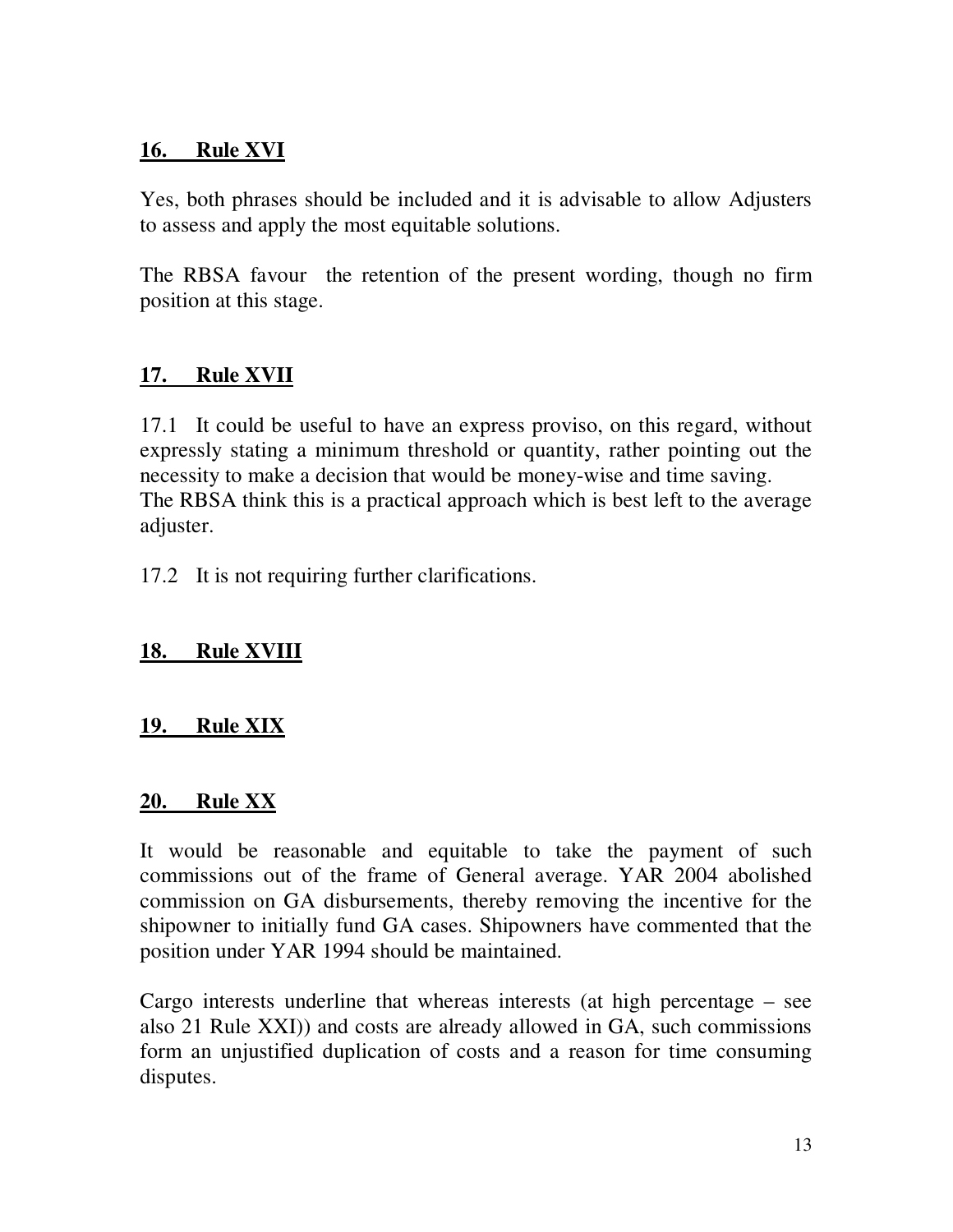## 16. Rule XVI

Yes, both phrases should be included and it is advisable to allow Adjusters to assess and apply the most equitable solutions.

The RBSA favour the retention of the present wording, though no firm position at this stage.

## 17. Rule XVII

17.1 It could be useful to have an express proviso, on this regard, without expressly stating a minimum threshold or quantity, rather pointing out the necessity to make a decision that would be money-wise and time saving. The RBSA think this is a practical approach which is best left to the average adjuster.

17.2 It is not requiring further clarifications.

## 18. Rule XVIII

## 19. Rule XIX

## 20. Rule XX

It would be reasonable and equitable to take the payment of such commissions out of the frame of General average. YAR 2004 abolished commission on GA disbursements, thereby removing the incentive for the shipowner to initially fund GA cases. Shipowners have commented that the position under YAR 1994 should be maintained.

Cargo interests underline that whereas interests (at high percentage – see also 21 Rule XXI)) and costs are already allowed in GA, such commissions form an unjustified duplication of costs and a reason for time consuming disputes.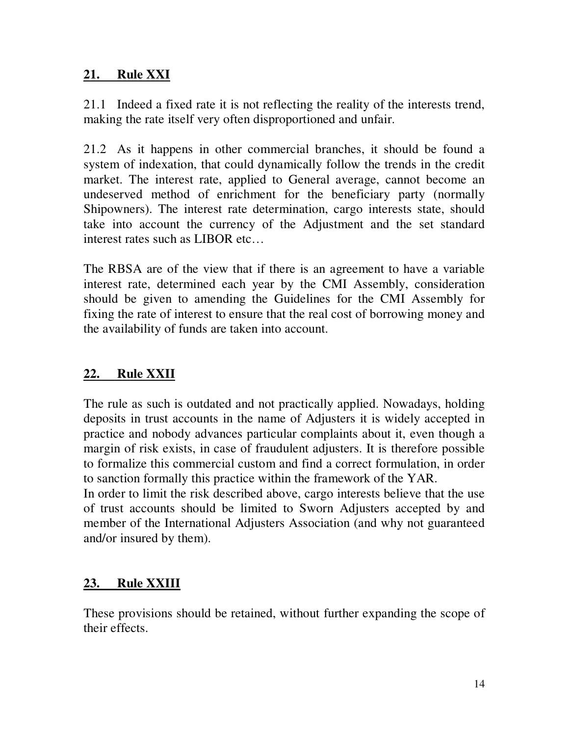## 21. Rule XXI

21.1 Indeed a fixed rate it is not reflecting the reality of the interests trend, making the rate itself very often disproportioned and unfair.

21.2 As it happens in other commercial branches, it should be found a system of indexation, that could dynamically follow the trends in the credit market. The interest rate, applied to General average, cannot become an undeserved method of enrichment for the beneficiary party (normally Shipowners). The interest rate determination, cargo interests state, should take into account the currency of the Adjustment and the set standard interest rates such as LIBOR etc…

The RBSA are of the view that if there is an agreement to have a variable interest rate, determined each year by the CMI Assembly, consideration should be given to amending the Guidelines for the CMI Assembly for fixing the rate of interest to ensure that the real cost of borrowing money and the availability of funds are taken into account.

## 22. Rule XXII

The rule as such is outdated and not practically applied. Nowadays, holding deposits in trust accounts in the name of Adjusters it is widely accepted in practice and nobody advances particular complaints about it, even though a margin of risk exists, in case of fraudulent adjusters. It is therefore possible to formalize this commercial custom and find a correct formulation, in order to sanction formally this practice within the framework of the YAR.

In order to limit the risk described above, cargo interests believe that the use of trust accounts should be limited to Sworn Adjusters accepted by and member of the International Adjusters Association (and why not guaranteed and/or insured by them).

## 23. Rule XXIII

These provisions should be retained, without further expanding the scope of their effects.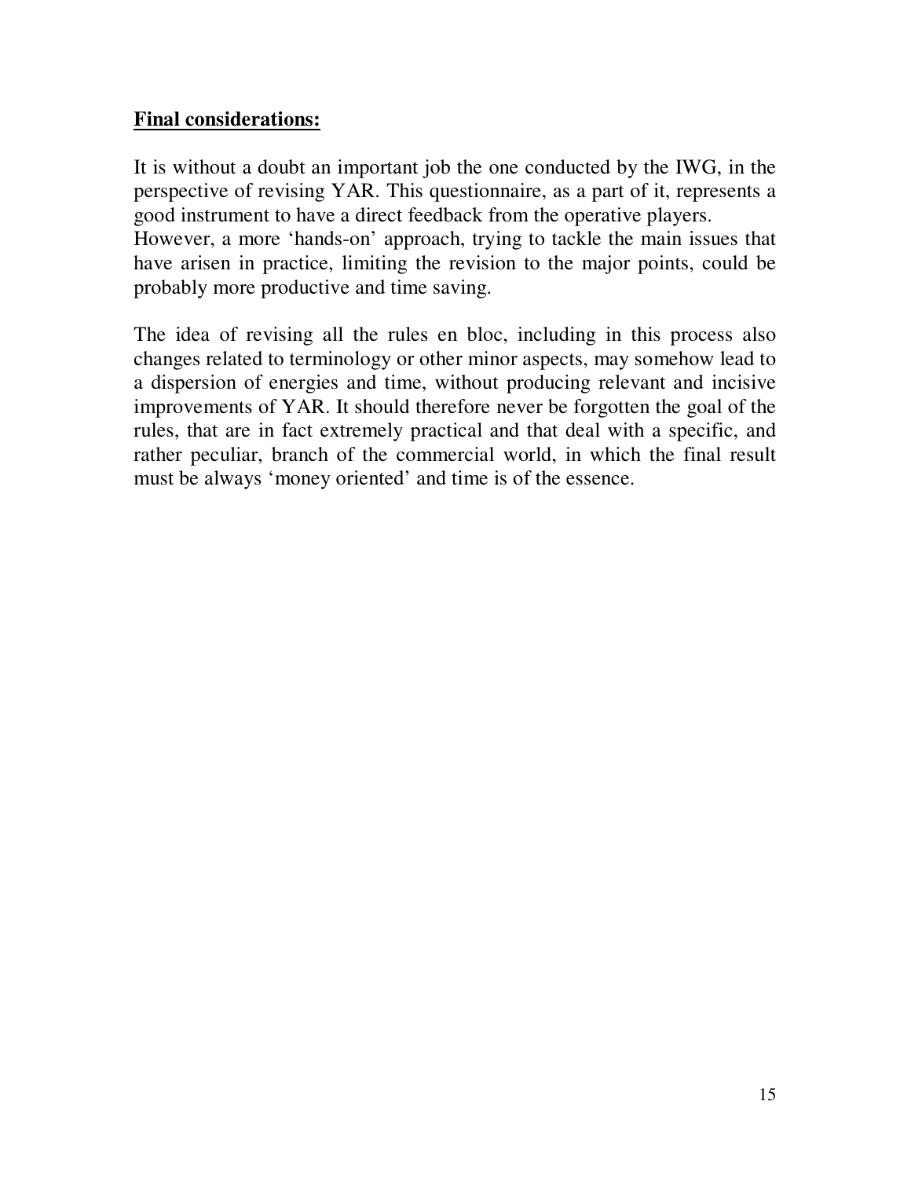**Final considerations:**

It is without a doubt an important job the one conducted by the IWG, in the perspective of revising YAR. This questionnaire, as a part of it, represents a good instrument to have a direct feedback from the operative players.
However, a more 'hands-on' approach, trying to tackle the main issues that have arisen in practice, limiting the revision to the major points, could be probably more productive and time saving.

The idea of revising all the rules en bloc, including in this process also changes related to terminology or other minor aspects, may somehow lead to a dispersion of energies and time, without producing relevant and incisive improvements of YAR. It should therefore never be forgotten the goal of the rules, that are in fact extremely practical and that deal with a specific, and rather peculiar, branch of the commercial world, in which the final result must be always 'money oriented' and time is of the essence.